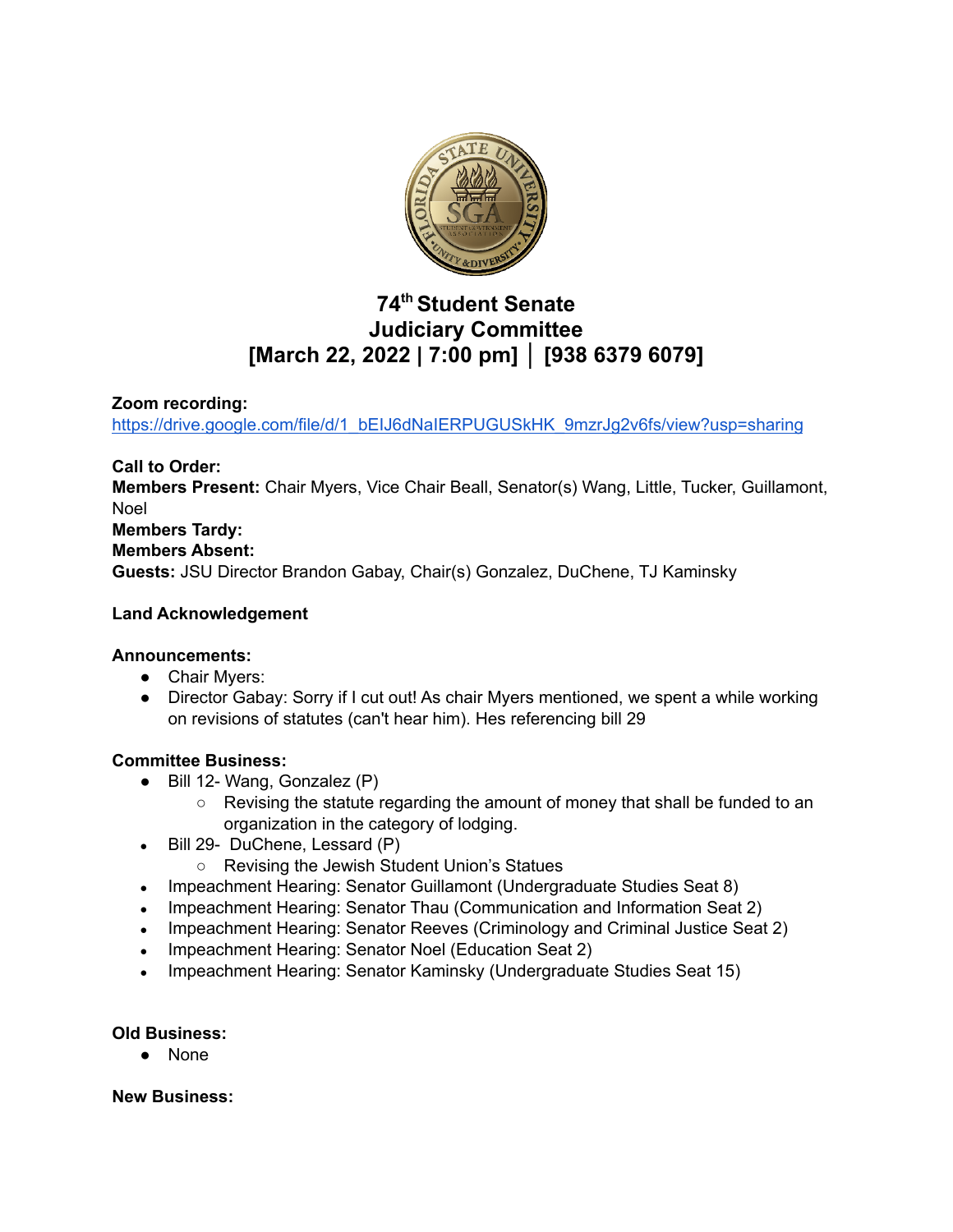# 74th Student Senate
# Judiciary Committee
# [March 22, 2022 | 7:00 pm] │ [938 6379 6079]

**Zoom recording:**
https://drive.google.com/file/d/1_bEIJ6dNaIERPUGUSkHK_9mzrJg2v6fs/view?usp=sharing

**Call to Order:**
**Members Present:** Chair Myers, Vice Chair Beall, Senator(s) Wang, Little, Tucker, Guillamont, Noel
**Members Tardy:**
**Members Absent:**
**Guests:** JSU Director Brandon Gabay, Chair(s) Gonzalez, DuChene, TJ Kaminsky

**Land Acknowledgement**

**Announcements:**

- Chair Myers:
- Director Gabay: Sorry if I cut out! As chair Myers mentioned, we spent a while working on revisions of statutes (can't hear him). Hes referencing bill 29

**Committee Business:**

- Bill 12- Wang, Gonzalez (P)
  - Revising the statute regarding the amount of money that shall be funded to an organization in the category of lodging.
- Bill 29- DuChene, Lessard (P)
  - Revising the Jewish Student Union's Statues
- Impeachment Hearing: Senator Guillamont (Undergraduate Studies Seat 8)
- Impeachment Hearing: Senator Thau (Communication and Information Seat 2)
- Impeachment Hearing: Senator Reeves (Criminology and Criminal Justice Seat 2)
- Impeachment Hearing: Senator Noel (Education Seat 2)
- Impeachment Hearing: Senator Kaminsky (Undergraduate Studies Seat 15)

**Old Business:**

- None

**New Business:**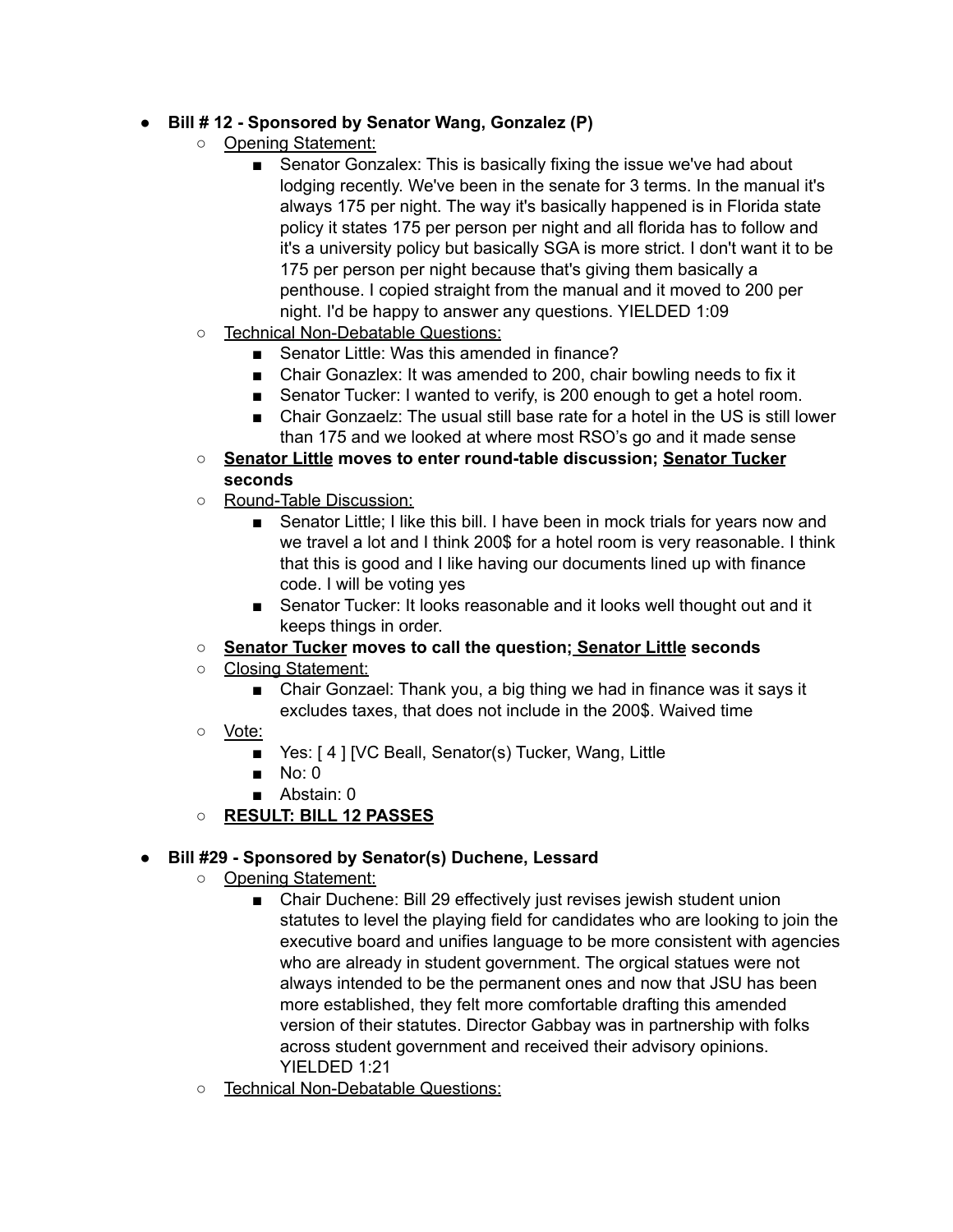- **Bill # 12 - Sponsored by Senator Wang, Gonzalez (P)**
  - <u>Opening Statement:</u>
    - Senator Gonzalex: This is basically fixing the issue we've had about lodging recently. We've been in the senate for 3 terms. In the manual it's always 175 per night. The way it's basically happened is in Florida state policy it states 175 per person per night and all florida has to follow and it's a university policy but basically SGA is more strict. I don't want it to be 175 per person per night because that's giving them basically a penthouse. I copied straight from the manual and it moved to 200 per night. I'd be happy to answer any questions. YIELDED 1:09
  - <u>Technical Non-Debatable Questions:</u>
    - Senator Little: Was this amended in finance?
    - Chair Gonazlex: It was amended to 200, chair bowling needs to fix it
    - Senator Tucker: I wanted to verify, is 200 enough to get a hotel room.
    - Chair Gonzaelz: The usual still base rate for a hotel in the US is still lower than 175 and we looked at where most RSO's go and it made sense
  - **<u>Senator Little</u> moves to enter round-table discussion; <u>Senator Tucker</u> seconds**
  - <u>Round-Table Discussion:</u>
    - Senator Little; I like this bill. I have been in mock trials for years now and we travel a lot and I think 200$ for a hotel room is very reasonable. I think that this is good and I like having our documents lined up with finance code. I will be voting yes
    - Senator Tucker: It looks reasonable and it looks well thought out and it keeps things in order.
  - **<u>Senator Tucker</u> moves to call the question; <u>Senator Little</u> seconds**
  - <u>Closing Statement:</u>
    - Chair Gonzael: Thank you, a big thing we had in finance was it says it excludes taxes, that does not include in the 200$. Waived time
  - <u>Vote:</u>
    - Yes: [ 4 ] [VC Beall, Senator(s) Tucker, Wang, Little
    - No: 0
    - Abstain: 0
  - **<u>RESULT: BILL 12 PASSES</u>**

- **Bill #29 - Sponsored by Senator(s) Duchene, Lessard**
  - <u>Opening Statement:</u>
    - Chair Duchene: Bill 29 effectively just revises jewish student union statutes to level the playing field for candidates who are looking to join the executive board and unifies language to be more consistent with agencies who are already in student government. The orgical statues were not always intended to be the permanent ones and now that JSU has been more established, they felt more comfortable drafting this amended version of their statutes. Director Gabbay was in partnership with folks across student government and received their advisory opinions. YIELDED 1:21
  - <u>Technical Non-Debatable Questions:</u>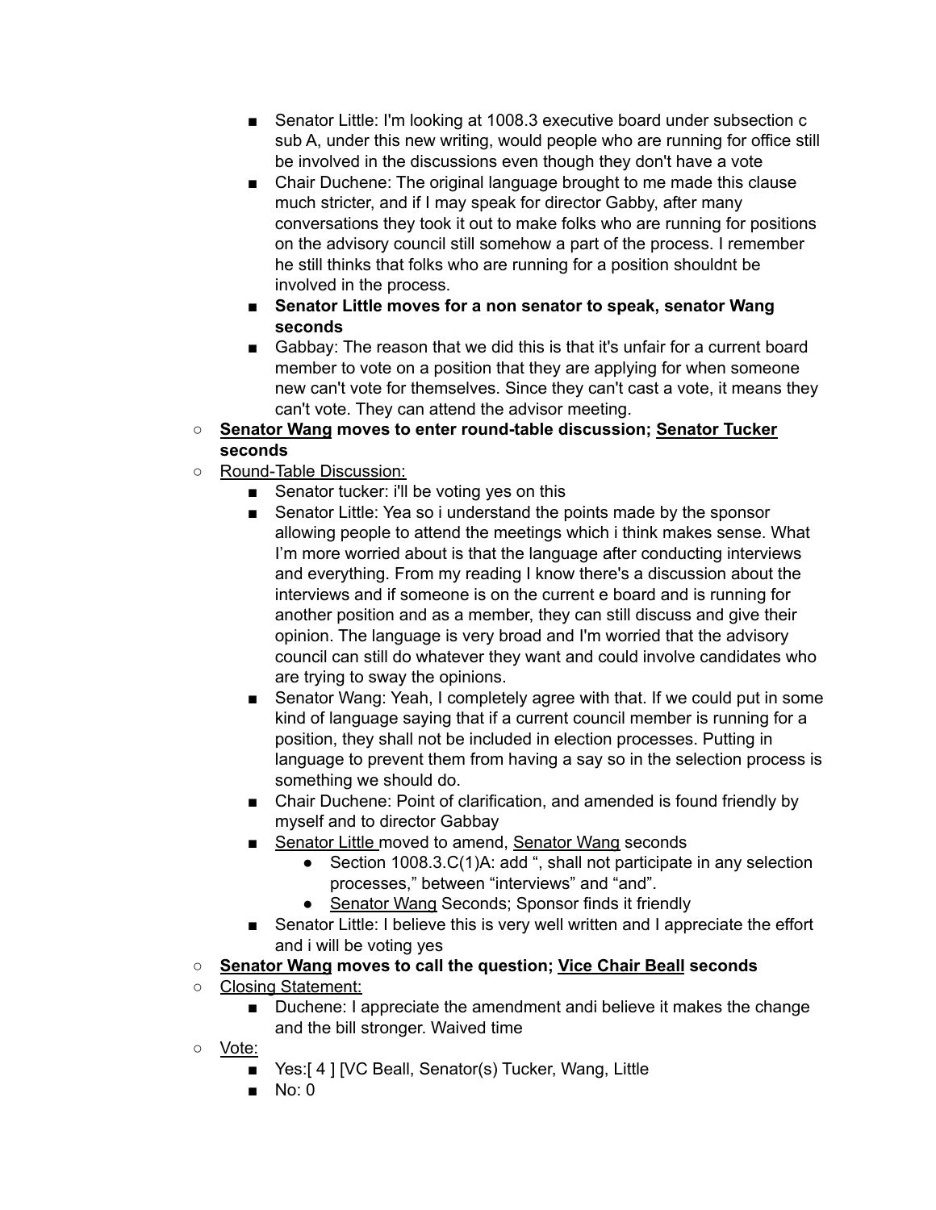- Senator Little: I'm looking at 1008.3 executive board under subsection c sub A, under this new writing, would people who are running for office still be involved in the discussions even though they don't have a vote
- Chair Duchene: The original language brought to me made this clause much stricter, and if I may speak for director Gabby, after many conversations they took it out to make folks who are running for positions on the advisory council still somehow a part of the process. I remember he still thinks that folks who are running for a position shouldnt be involved in the process.
- **Senator Little moves for a non senator to speak, senator Wang seconds**
- Gabbay: The reason that we did this is that it's unfair for a current board member to vote on a position that they are applying for when someone new can't vote for themselves. Since they can't cast a vote, it means they can't vote. They can attend the advisor meeting.

- **Senator Wang moves to enter round-table discussion; Senator Tucker seconds**
- Round-Table Discussion:
  - Senator tucker: i'll be voting yes on this
  - Senator Little: Yea so i understand the points made by the sponsor allowing people to attend the meetings which i think makes sense. What I'm more worried about is that the language after conducting interviews and everything. From my reading I know there's a discussion about the interviews and if someone is on the current e board and is running for another position and as a member, they can still discuss and give their opinion. The language is very broad and I'm worried that the advisory council can still do whatever they want and could involve candidates who are trying to sway the opinions.
  - Senator Wang: Yeah, I completely agree with that. If we could put in some kind of language saying that if a current council member is running for a position, they shall not be included in election processes. Putting in language to prevent them from having a say so in the selection process is something we should do.
  - Chair Duchene: Point of clarification, and amended is found friendly by myself and to director Gabbay
  - Senator Little moved to amend, Senator Wang seconds
    - Section 1008.3.C(1)A: add ", shall not participate in any selection processes," between "interviews" and "and".
    - Senator Wang Seconds; Sponsor finds it friendly
  - Senator Little: I believe this is very well written and I appreciate the effort and i will be voting yes
- **Senator Wang moves to call the question; Vice Chair Beall seconds**
- Closing Statement:
  - Duchene: I appreciate the amendment andi believe it makes the change and the bill stronger. Waived time
- Vote:
  - Yes:[ 4 ] [VC Beall, Senator(s) Tucker, Wang, Little
  - No: 0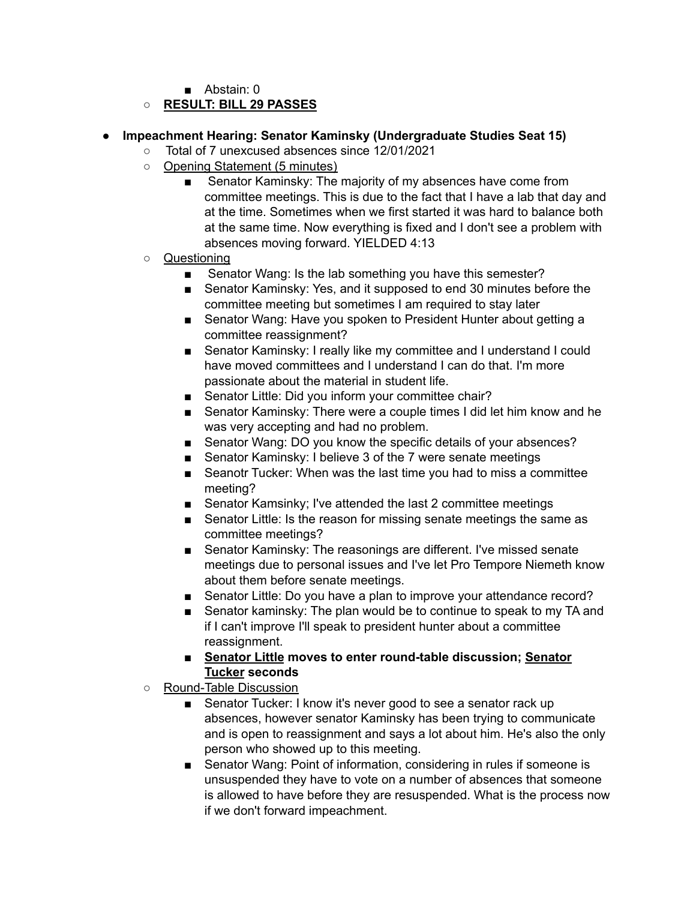- Abstain: 0
    - **<u>RESULT: BILL 29 PASSES</u>**

- **Impeachment Hearing: Senator Kaminsky (Undergraduate Studies Seat 15)**
    - Total of 7 unexcused absences since 12/01/2021
    - <u>Opening Statement (5 minutes)</u>
        - Senator Kaminsky: The majority of my absences have come from committee meetings. This is due to the fact that I have a lab that day and at the time. Sometimes when we first started it was hard to balance both at the same time. Now everything is fixed and I don't see a problem with absences moving forward. YIELDED 4:13
    - <u>Questioning</u>
        - Senator Wang: Is the lab something you have this semester?
        - Senator Kaminsky: Yes, and it supposed to end 30 minutes before the committee meeting but sometimes I am required to stay later
        - Senator Wang: Have you spoken to President Hunter about getting a committee reassignment?
        - Senator Kaminsky: I really like my committee and I understand I could have moved committees and I understand I can do that. I'm more passionate about the material in student life.
        - Senator Little: Did you inform your committee chair?
        - Senator Kaminsky: There were a couple times I did let him know and he was very accepting and had no problem.
        - Senator Wang: DO you know the specific details of your absences?
        - Senator Kaminsky: I believe 3 of the 7 were senate meetings
        - Seanotr Tucker: When was the last time you had to miss a committee meeting?
        - Senator Kamsinky; I've attended the last 2 committee meetings
        - Senator Little: Is the reason for missing senate meetings the same as committee meetings?
        - Senator Kaminsky: The reasonings are different. I've missed senate meetings due to personal issues and I've let Pro Tempore Niemeth know about them before senate meetings.
        - Senator Little: Do you have a plan to improve your attendance record?
        - Senator kaminsky: The plan would be to continue to speak to my TA and if I can't improve I'll speak to president hunter about a committee reassignment.
        - **<u>Senator Little</u> moves to enter round-table discussion; <u>Senator Tucker</u> seconds**
    - <u>Round-Table Discussion</u>
        - Senator Tucker: I know it's never good to see a senator rack up absences, however senator Kaminsky has been trying to communicate and is open to reassignment and says a lot about him. He's also the only person who showed up to this meeting.
        - Senator Wang: Point of information, considering in rules if someone is unsuspended they have to vote on a number of absences that someone is allowed to have before they are resuspended. What is the process now if we don't forward impeachment.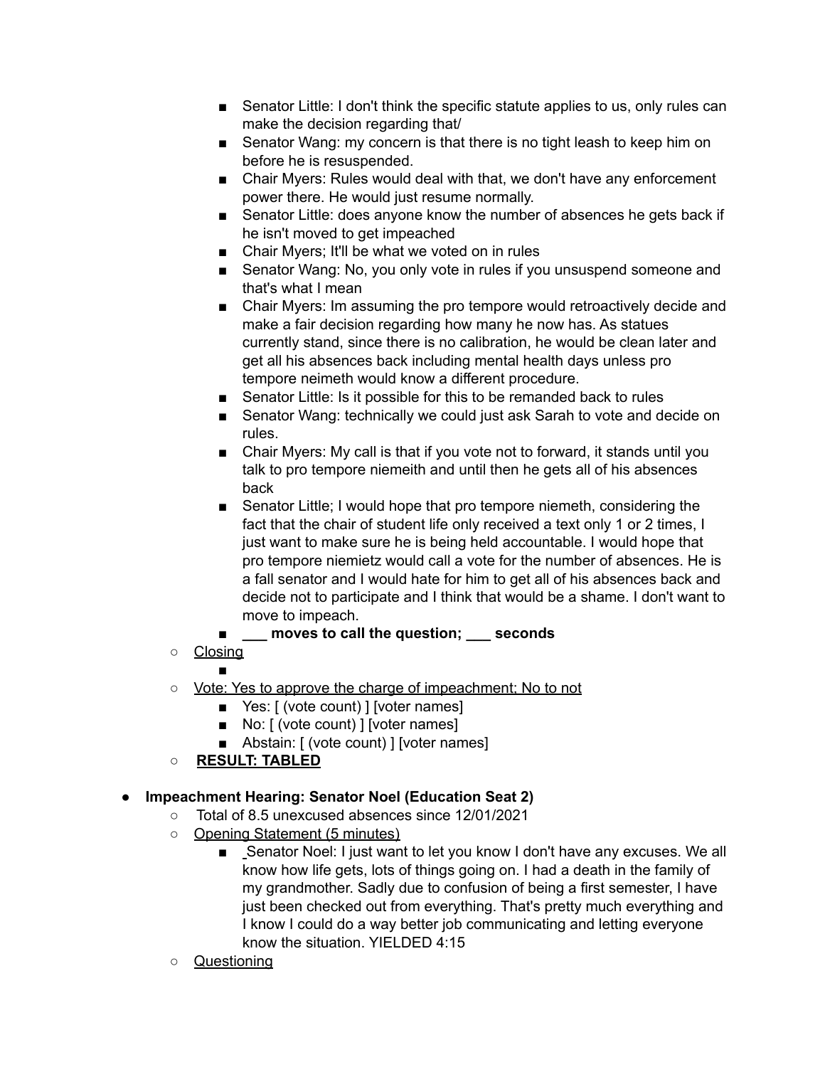- Senator Little: I don't think the specific statute applies to us, only rules can make the decision regarding that/
        - Senator Wang: my concern is that there is no tight leash to keep him on before he is resuspended.
        - Chair Myers: Rules would deal with that, we don't have any enforcement power there. He would just resume normally.
        - Senator Little: does anyone know the number of absences he gets back if he isn't moved to get impeached
        - Chair Myers; It'll be what we voted on in rules
        - Senator Wang: No, you only vote in rules if you unsuspend someone and that's what I mean
        - Chair Myers: Im assuming the pro tempore would retroactively decide and make a fair decision regarding how many he now has. As statues currently stand, since there is no calibration, he would be clean later and get all his absences back including mental health days unless pro tempore neimeth would know a different procedure.
        - Senator Little: Is it possible for this to be remanded back to rules
        - Senator Wang: technically we could just ask Sarah to vote and decide on rules.
        - Chair Myers: My call is that if you vote not to forward, it stands until you talk to pro tempore niemeith and until then he gets all of his absences back
        - Senator Little; I would hope that pro tempore niemeth, considering the fact that the chair of student life only received a text only 1 or 2 times, I just want to make sure he is being held accountable. I would hope that pro tempore niemietz would call a vote for the number of absences. He is a fall senator and I would hate for him to get all of his absences back and decide not to participate and I think that would be a shame. I don't want to move to impeach.
        - **___ moves to call the question; ___ seconds**
    - <u>Closing</u>
        - 
    - <u>Vote: Yes to approve the charge of impeachment; No to not</u>
        - Yes: [ (vote count) ] [voter names]
        - No: [ (vote count) ] [voter names]
        - Abstain: [ (vote count) ] [voter names]
    - **<u>RESULT: TABLED</u>**

- **Impeachment Hearing: Senator Noel (Education Seat 2)**
    - Total of 8.5 unexcused absences since 12/01/2021
    - <u>Opening Statement (5 minutes)</u>
        - Senator Noel: I just want to let you know I don't have any excuses. We all know how life gets, lots of things going on. I had a death in the family of my grandmother. Sadly due to confusion of being a first semester, I have just been checked out from everything. That's pretty much everything and I know I could do a way better job communicating and letting everyone know the situation. YIELDED 4:15
    - <u>Questioning</u>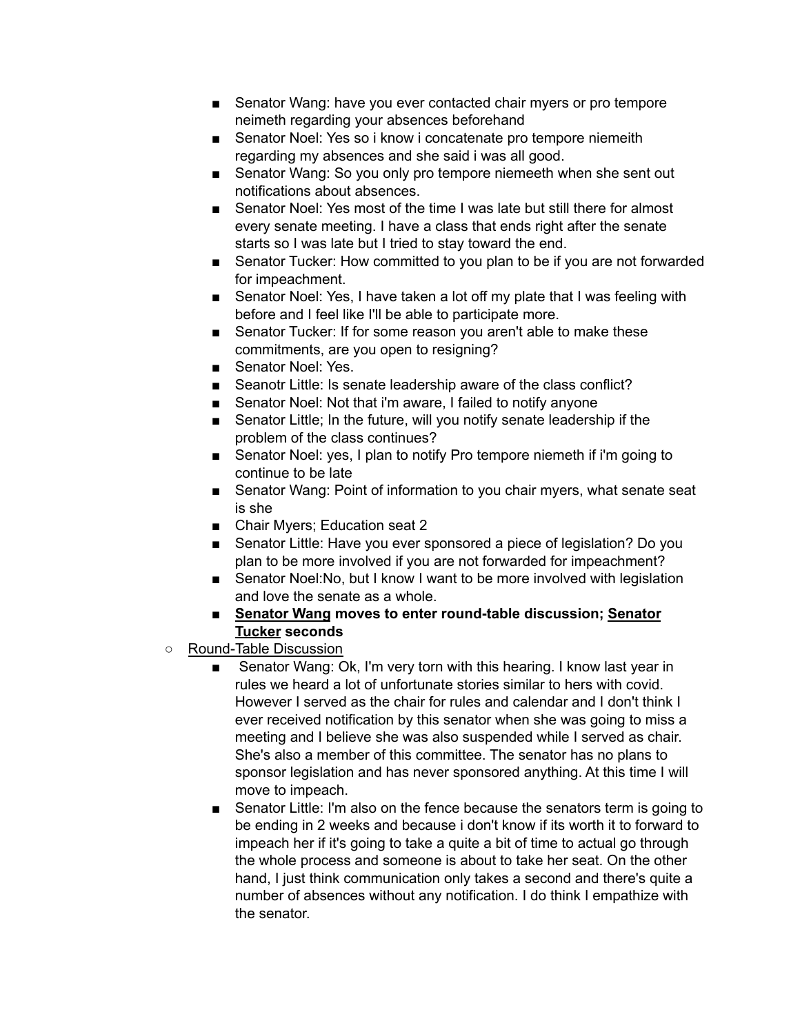- Senator Wang: have you ever contacted chair myers or pro tempore neimeth regarding your absences beforehand
    - Senator Noel: Yes so i know i concatenate pro tempore niemeith regarding my absences and she said i was all good.
    - Senator Wang: So you only pro tempore niemeeth when she sent out notifications about absences.
    - Senator Noel: Yes most of the time I was late but still there for almost every senate meeting. I have a class that ends right after the senate starts so I was late but I tried to stay toward the end.
    - Senator Tucker: How committed to you plan to be if you are not forwarded for impeachment.
    - Senator Noel: Yes, I have taken a lot off my plate that I was feeling with before and I feel like I'll be able to participate more.
    - Senator Tucker: If for some reason you aren't able to make these commitments, are you open to resigning?
    - Senator Noel: Yes.
    - Seanotr Little: Is senate leadership aware of the class conflict?
    - Senator Noel: Not that i'm aware, I failed to notify anyone
    - Senator Little; In the future, will you notify senate leadership if the problem of the class continues?
    - Senator Noel: yes, I plan to notify Pro tempore niemeth if i'm going to continue to be late
    - Senator Wang: Point of information to you chair myers, what senate seat is she
    - Chair Myers; Education seat 2
    - Senator Little: Have you ever sponsored a piece of legislation? Do you plan to be more involved if you are not forwarded for impeachment?
    - Senator Noel:No, but I know I want to be more involved with legislation and love the senate as a whole.
    - **<u>Senator Wang</u> moves to enter round-table discussion; <u>Senator Tucker</u> seconds**
  - <u>Round-Table Discussion</u>
    - Senator Wang: Ok, I'm very torn with this hearing. I know last year in rules we heard a lot of unfortunate stories similar to hers with covid. However I served as the chair for rules and calendar and I don't think I ever received notification by this senator when she was going to miss a meeting and I believe she was also suspended while I served as chair. She's also a member of this committee. The senator has no plans to sponsor legislation and has never sponsored anything. At this time I will move to impeach.
    - Senator Little: I'm also on the fence because the senators term is going to be ending in 2 weeks and because i don't know if its worth it to forward to impeach her if it's going to take a quite a bit of time to actual go through the whole process and someone is about to take her seat. On the other hand, I just think communication only takes a second and there's quite a number of absences without any notification. I do think I empathize with the senator.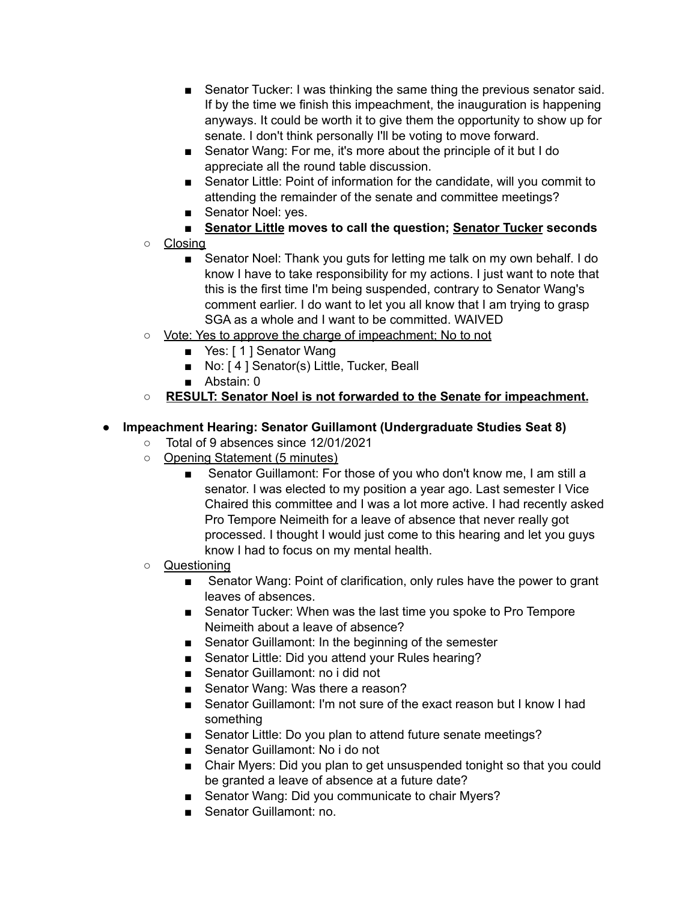- Senator Tucker: I was thinking the same thing the previous senator said. If by the time we finish this impeachment, the inauguration is happening anyways. It could be worth it to give them the opportunity to show up for senate. I don't think personally I'll be voting to move forward.
        - Senator Wang: For me, it's more about the principle of it but I do appreciate all the round table discussion.
        - Senator Little: Point of information for the candidate, will you commit to attending the remainder of the senate and committee meetings?
        - Senator Noel: yes.
        - **<u>Senator Little</u> moves to call the question; <u>Senator Tucker</u> seconds**
    - <u>Closing</u>
        - Senator Noel: Thank you guts for letting me talk on my own behalf. I do know I have to take responsibility for my actions. I just want to note that this is the first time I'm being suspended, contrary to Senator Wang's comment earlier. I do want to let you all know that I am trying to grasp SGA as a whole and I want to be committed. WAIVED
    - <u>Vote: Yes to approve the charge of impeachment; No to not</u>
        - Yes: [ 1 ] Senator Wang
        - No: [ 4 ] Senator(s) Little, Tucker, Beall
        - Abstain: 0
    - **<u>RESULT: Senator Noel is not forwarded to the Senate for impeachment.</u>**

- **Impeachment Hearing: Senator Guillamont (Undergraduate Studies Seat 8)**
    - Total of 9 absences since 12/01/2021
    - <u>Opening Statement (5 minutes)</u>
        - Senator Guillamont: For those of you who don't know me, I am still a senator. I was elected to my position a year ago. Last semester I Vice Chaired this committee and I was a lot more active. I had recently asked Pro Tempore Neimeith for a leave of absence that never really got processed. I thought I would just come to this hearing and let you guys know I had to focus on my mental health.
    - <u>Questioning</u>
        - Senator Wang: Point of clarification, only rules have the power to grant leaves of absences.
        - Senator Tucker: When was the last time you spoke to Pro Tempore Neimeith about a leave of absence?
        - Senator Guillamont: In the beginning of the semester
        - Senator Little: Did you attend your Rules hearing?
        - Senator Guillamont: no i did not
        - Senator Wang: Was there a reason?
        - Senator Guillamont: I'm not sure of the exact reason but I know I had something
        - Senator Little: Do you plan to attend future senate meetings?
        - Senator Guillamont: No i do not
        - Chair Myers: Did you plan to get unsuspended tonight so that you could be granted a leave of absence at a future date?
        - Senator Wang: Did you communicate to chair Myers?
        - Senator Guillamont: no.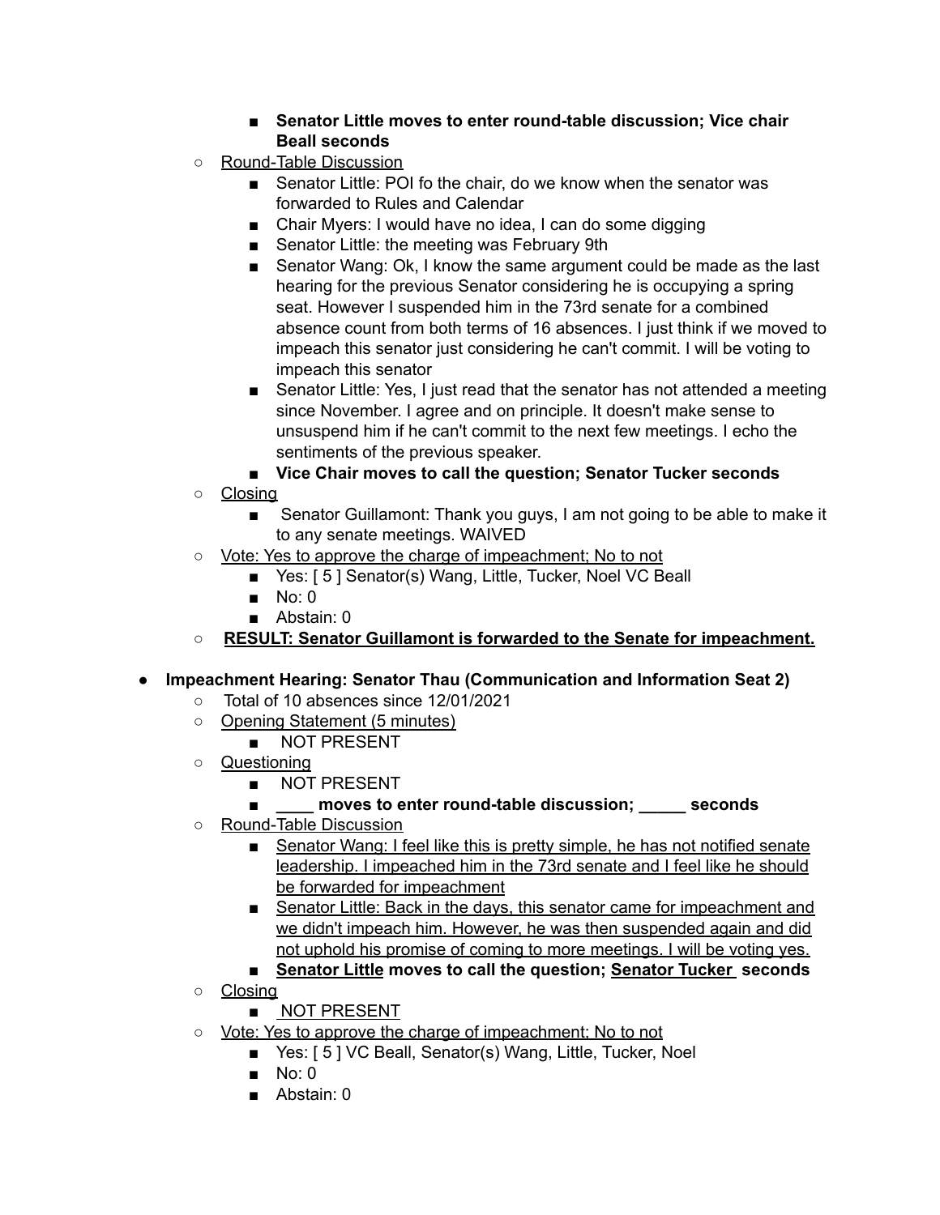- **Senator Little moves to enter round-table discussion; Vice chair Beall seconds**

- Round-Table Discussion
  - Senator Little: POI fo the chair, do we know when the senator was forwarded to Rules and Calendar
  - Chair Myers: I would have no idea, I can do some digging
  - Senator Little: the meeting was February 9th
  - Senator Wang: Ok, I know the same argument could be made as the last hearing for the previous Senator considering he is occupying a spring seat. However I suspended him in the 73rd senate for a combined absence count from both terms of 16 absences. I just think if we moved to impeach this senator just considering he can't commit. I will be voting to impeach this senator
  - Senator Little: Yes, I just read that the senator has not attended a meeting since November. I agree and on principle. It doesn't make sense to unsuspend him if he can't commit to the next few meetings. I echo the sentiments of the previous speaker.
  - **Vice Chair moves to call the question; Senator Tucker seconds**
- Closing
  - Senator Guillamont: Thank you guys, I am not going to be able to make it to any senate meetings. WAIVED
- Vote: Yes to approve the charge of impeachment; No to not
  - Yes: [ 5 ] Senator(s) Wang, Little, Tucker, Noel VC Beall
  - No: 0
  - Abstain: 0
- **RESULT: Senator Guillamont is forwarded to the Senate for impeachment.**

- **Impeachment Hearing: Senator Thau (Communication and Information Seat 2)**
  - Total of 10 absences since 12/01/2021
  - Opening Statement (5 minutes)
    - NOT PRESENT
  - Questioning
    - NOT PRESENT
    - **\_\_\_\_ moves to enter round-table discussion; \_\_\_\_\_ seconds**
  - Round-Table Discussion
    - Senator Wang: I feel like this is pretty simple, he has not notified senate leadership. I impeached him in the 73rd senate and I feel like he should be forwarded for impeachment
    - Senator Little: Back in the days, this senator came for impeachment and we didn't impeach him. However, he was then suspended again and did not uphold his promise of coming to more meetings. I will be voting yes.
    - **Senator Little moves to call the question; Senator Tucker seconds**
  - Closing
    - NOT PRESENT
  - Vote: Yes to approve the charge of impeachment; No to not
    - Yes: [ 5 ] VC Beall, Senator(s) Wang, Little, Tucker, Noel
    - No: 0
    - Abstain: 0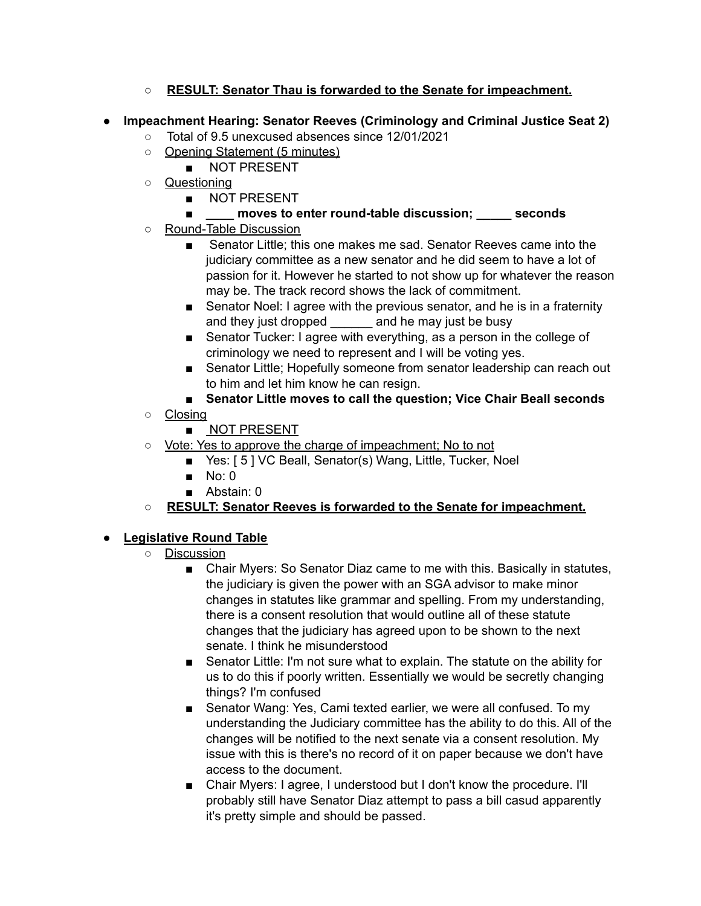- **RESULT: Senator Thau is forwarded to the Senate for impeachment.**

- **Impeachment Hearing: Senator Reeves (Criminology and Criminal Justice Seat 2)**
  - Total of 9.5 unexcused absences since 12/01/2021
  - Opening Statement (5 minutes)
    - NOT PRESENT
  - Questioning
    - NOT PRESENT
    - **____ moves to enter round-table discussion; _____ seconds**
  - Round-Table Discussion
    - Senator Little; this one makes me sad. Senator Reeves came into the judiciary committee as a new senator and he did seem to have a lot of passion for it. However he started to not show up for whatever the reason may be. The track record shows the lack of commitment.
    - Senator Noel: I agree with the previous senator, and he is in a fraternity and they just dropped ______ and he may just be busy
    - Senator Tucker: I agree with everything, as a person in the college of criminology we need to represent and I will be voting yes.
    - Senator Little; Hopefully someone from senator leadership can reach out to him and let him know he can resign.
    - **Senator Little moves to call the question; Vice Chair Beall seconds**
  - Closing
    - NOT PRESENT
  - Vote: Yes to approve the charge of impeachment; No to not
    - Yes: [ 5 ] VC Beall, Senator(s) Wang, Little, Tucker, Noel
    - No: 0
    - Abstain: 0
  - **RESULT: Senator Reeves is forwarded to the Senate for impeachment.**

- **Legislative Round Table**
  - Discussion
    - Chair Myers: So Senator Diaz came to me with this. Basically in statutes, the judiciary is given the power with an SGA advisor to make minor changes in statutes like grammar and spelling. From my understanding, there is a consent resolution that would outline all of these statute changes that the judiciary has agreed upon to be shown to the next senate. I think he misunderstood
    - Senator Little: I'm not sure what to explain. The statute on the ability for us to do this if poorly written. Essentially we would be secretly changing things? I'm confused
    - Senator Wang: Yes, Cami texted earlier, we were all confused. To my understanding the Judiciary committee has the ability to do this. All of the changes will be notified to the next senate via a consent resolution. My issue with this is there's no record of it on paper because we don't have access to the document.
    - Chair Myers: I agree, I understood but I don't know the procedure. I'll probably still have Senator Diaz attempt to pass a bill casud apparently it's pretty simple and should be passed.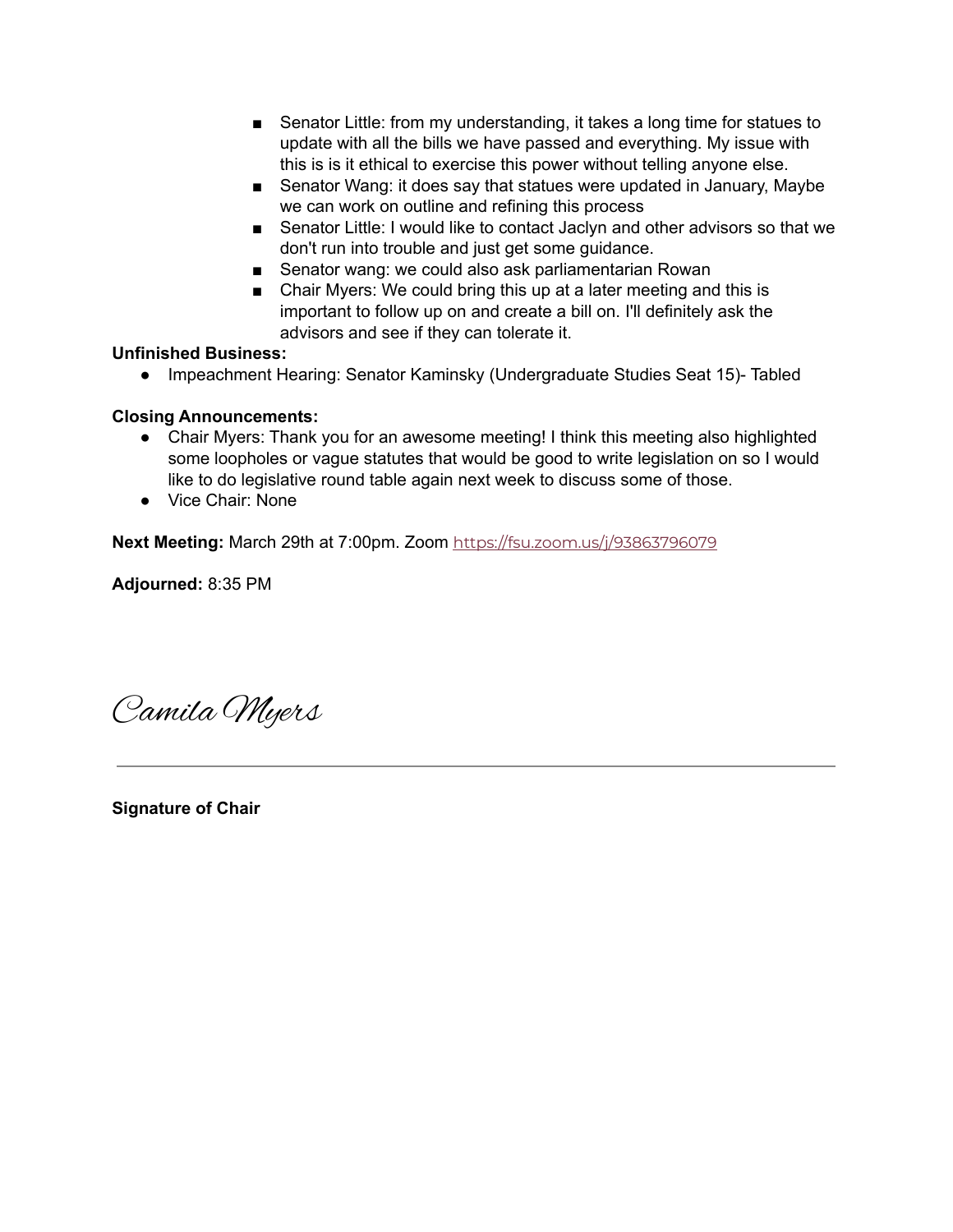- Senator Little: from my understanding, it takes a long time for statues to update with all the bills we have passed and everything. My issue with this is is it ethical to exercise this power without telling anyone else.
  - Senator Wang: it does say that statues were updated in January, Maybe we can work on outline and refining this process
  - Senator Little: I would like to contact Jaclyn and other advisors so that we don't run into trouble and just get some guidance.
  - Senator wang: we could also ask parliamentarian Rowan
  - Chair Myers: We could bring this up at a later meeting and this is important to follow up on and create a bill on. I'll definitely ask the advisors and see if they can tolerate it.

**Unfinished Business:**

- Impeachment Hearing: Senator Kaminsky (Undergraduate Studies Seat 15)- Tabled

**Closing Announcements:**

- Chair Myers: Thank you for an awesome meeting! I think this meeting also highlighted some loopholes or vague statutes that would be good to write legislation on so I would like to do legislative round table again next week to discuss some of those.
- Vice Chair: None

**Next Meeting:** March 29th at 7:00pm. Zoom https://fsu.zoom.us/j/93863796079

**Adjourned:** 8:35 PM

Camila Myers

**Signature of Chair**